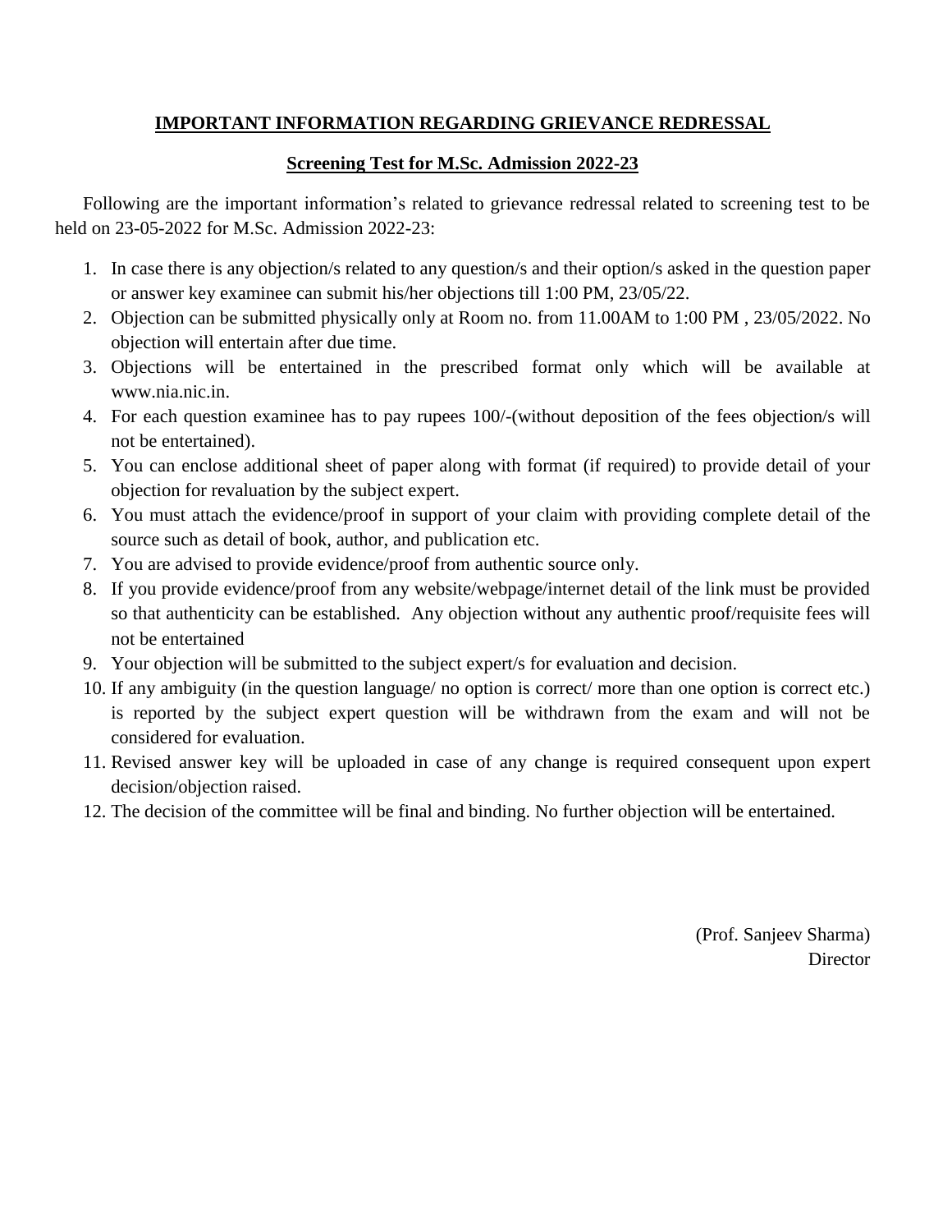## IMPORTANT INFORMATION REGARDING GRIEVANCE REDRESSAL

### Screening Test for M.Sc. Admission 2022-23

Following are the important information's related to grievance redressal related to screening test to be held on 23-05-2022 for M.Sc. Admission 2022-23:

1. In case there is any objection/s related to any question/s and their option/s asked in the question paper or answer key examinee can submit his/her objections till 1:00 PM, 23/05/22.
2. Objection can be submitted physically only at Room no. from 11.00AM to 1:00 PM , 23/05/2022. No objection will entertain after due time.
3. Objections will be entertained in the prescribed format only which will be available at www.nia.nic.in.
4. For each question examinee has to pay rupees 100/-(without deposition of the fees objection/s will not be entertained).
5. You can enclose additional sheet of paper along with format (if required) to provide detail of your objection for revaluation by the subject expert.
6. You must attach the evidence/proof in support of your claim with providing complete detail of the source such as detail of book, author, and publication etc.
7. You are advised to provide evidence/proof from authentic source only.
8. If you provide evidence/proof from any website/webpage/internet detail of the link must be provided so that authenticity can be established. Any objection without any authentic proof/requisite fees will not be entertained
9. Your objection will be submitted to the subject expert/s for evaluation and decision.
10. If any ambiguity (in the question language/ no option is correct/ more than one option is correct etc.) is reported by the subject expert question will be withdrawn from the exam and will not be considered for evaluation.
11. Revised answer key will be uploaded in case of any change is required consequent upon expert decision/objection raised.
12. The decision of the committee will be final and binding. No further objection will be entertained.

(Prof. Sanjeev Sharma)
Director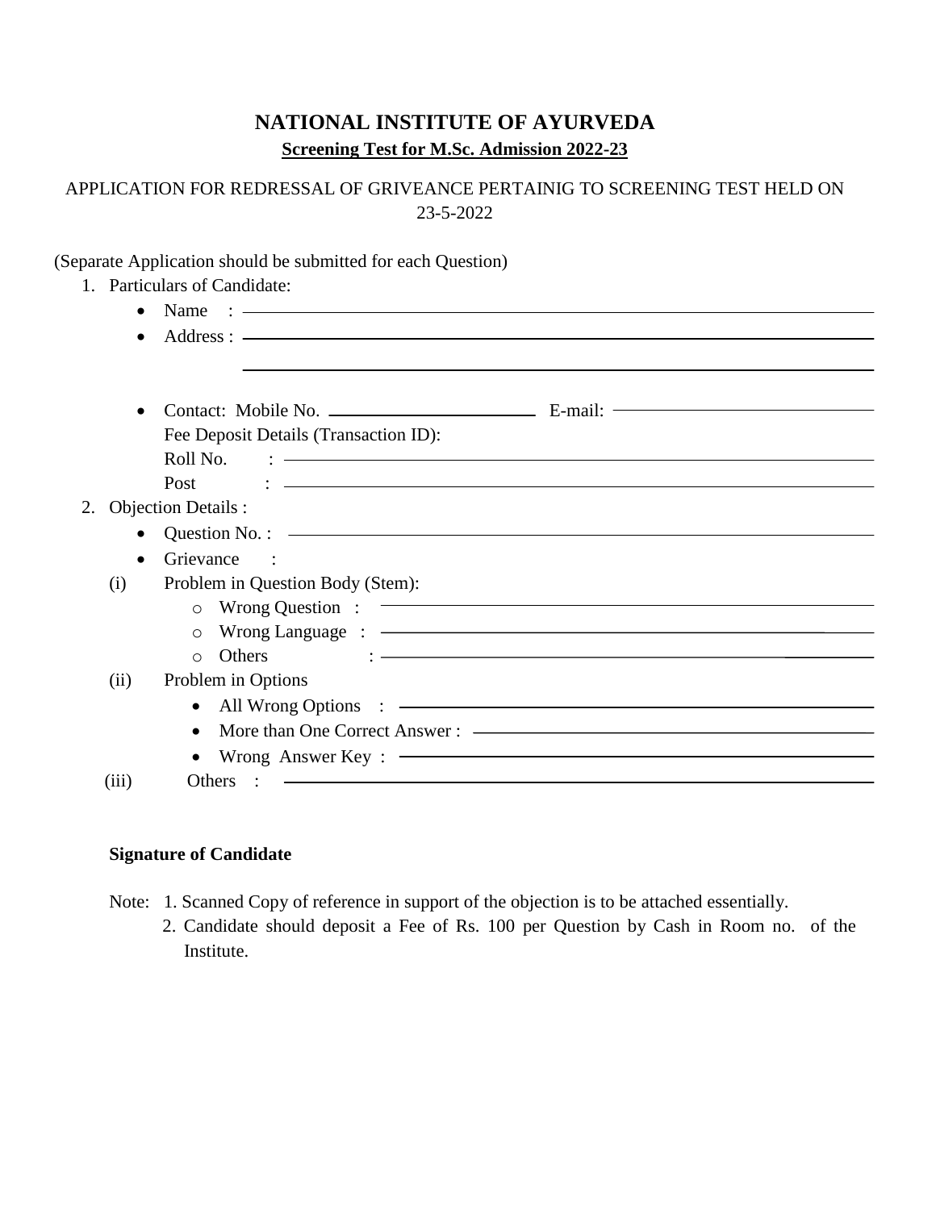# NATIONAL INSTITUTE OF AYURVEDA

**Screening Test for M.Sc. Admission 2022-23**

APPLICATION FOR REDRESSAL OF GRIVEANCE PERTAINIG TO SCREENING TEST HELD ON 23-5-2022

(Separate Application should be submitted for each Question)

1. Particulars of Candidate:
   - Name : ____________________
   - Address : ____________________

     ____________________
   - Contact: Mobile No. ____________ E-mail: ____________

     Fee Deposit Details (Transaction ID):

     Roll No. : ____________________

     Post : ____________________
2. Objection Details :
   - Question No. : ____________________
   - Grievance :

   (i) Problem in Question Body (Stem):
   - Wrong Question : ____________________
   - Wrong Language : ____________________
   - Others : ____________________

   (ii) Problem in Options
   - All Wrong Options : ____________________
   - More than One Correct Answer : ____________________
   - Wrong Answer Key : ____________________

   (iii) Others : ____________________

**Signature of Candidate**

Note: 1. Scanned Copy of reference in support of the objection is to be attached essentially.

2. Candidate should deposit a Fee of Rs. 100 per Question by Cash in Room no. of the Institute.